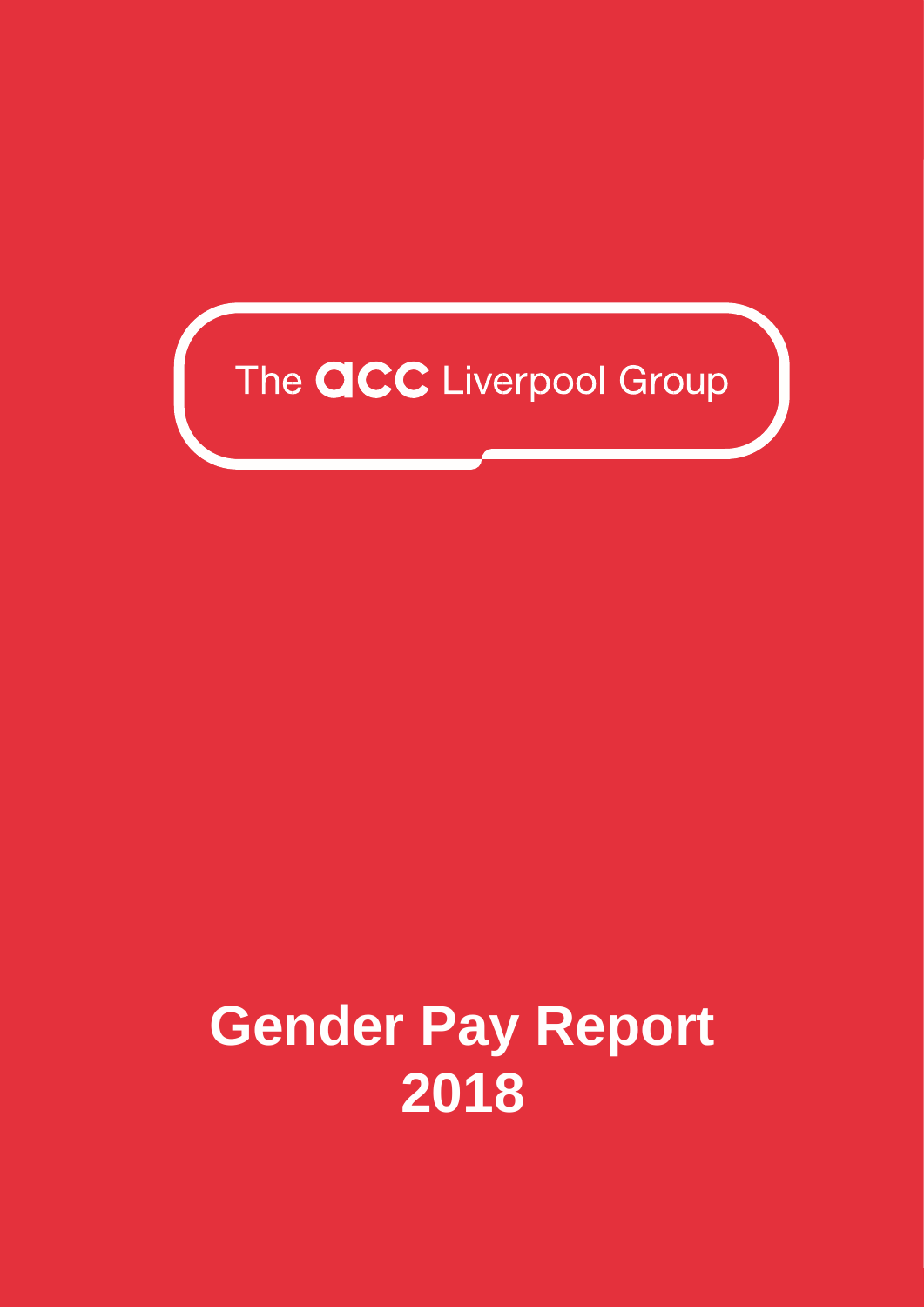The ACC Liverpool Group

# Gender Pay Report 2018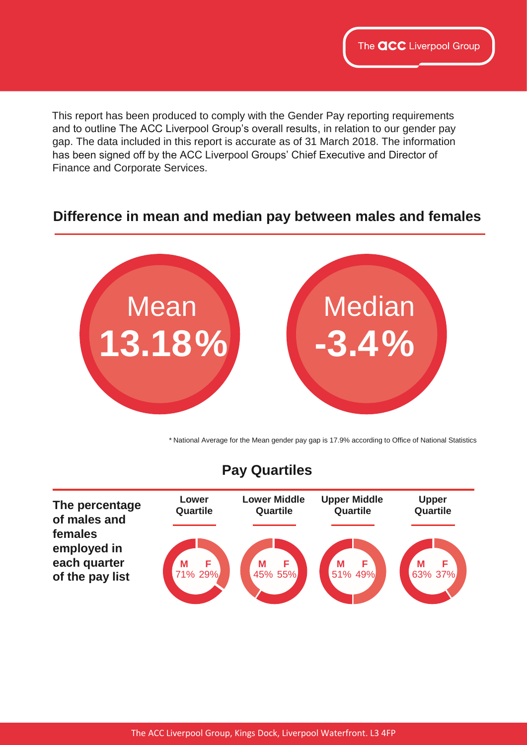This report has been produced to comply with the Gender Pay reporting requirements and to outline The ACC Liverpool Group's overall results, in relation to our gender pay gap. The data included in this report is accurate as of 31 March 2018. The information has been signed off by the ACC Liverpool Groups' Chief Executive and Director of Finance and Corporate Services.

## Difference in mean and median pay between males and females

| Mean | Median |
|---|---|
| **13.18%** | **-3.4%** |

\* National Average for the Mean gender pay gap is 17.9% according to Office of National Statistics

## Pay Quartiles

**The percentage of males and females employed in each quarter of the pay list**

| | Lower Quartile | Lower Middle Quartile | Upper Middle Quartile | Upper Quartile |
|---|---|---|---|---|
| **M** | 71% | 45% | 51% | 63% |
| **F** | 29% | 55% | 49% | 37% |

The ACC Liverpool Group, Kings Dock, Liverpool Waterfront. L3 4FP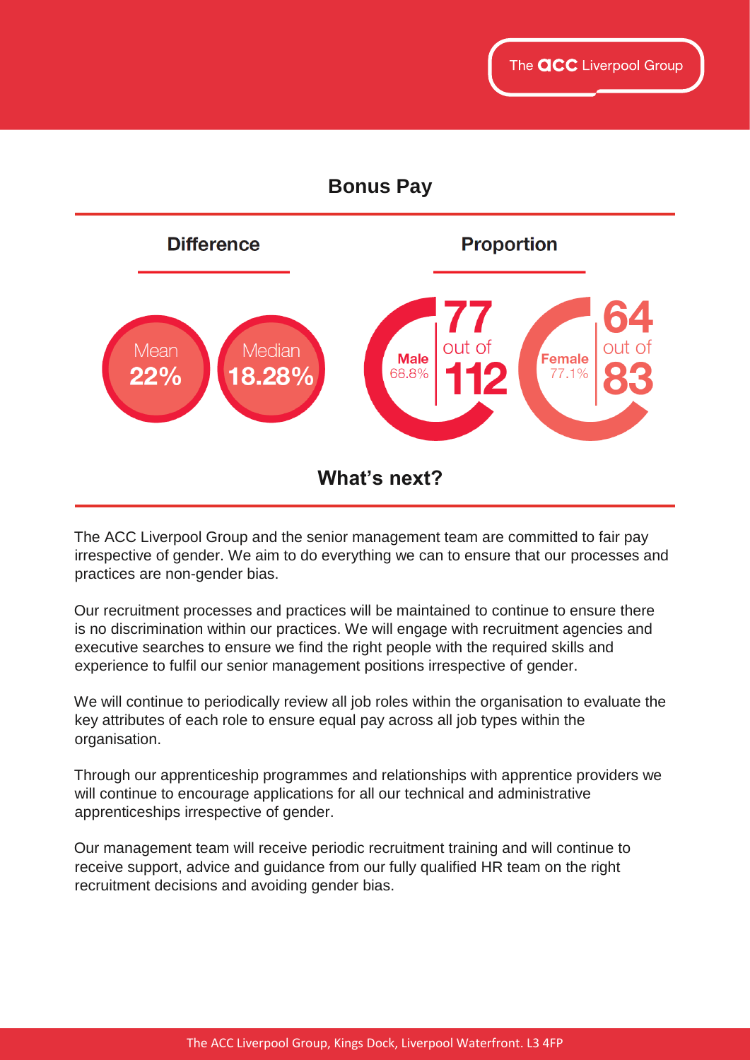## Bonus Pay

### Difference

Mean
**22%**

Median
**18.28%**

### Proportion

**77** out of **112**
**Male** 68.8%

**64** out of **83**
**Female** 77.1%

## What's next?

The ACC Liverpool Group and the senior management team are committed to fair pay irrespective of gender. We aim to do everything we can to ensure that our processes and practices are non-gender bias.

Our recruitment processes and practices will be maintained to continue to ensure there is no discrimination within our practices. We will engage with recruitment agencies and executive searches to ensure we find the right people with the required skills and experience to fulfil our senior management positions irrespective of gender.

We will continue to periodically review all job roles within the organisation to evaluate the key attributes of each role to ensure equal pay across all job types within the organisation.

Through our apprenticeship programmes and relationships with apprentice providers we will continue to encourage applications for all our technical and administrative apprenticeships irrespective of gender.

Our management team will receive periodic recruitment training and will continue to receive support, advice and guidance from our fully qualified HR team on the right recruitment decisions and avoiding gender bias.